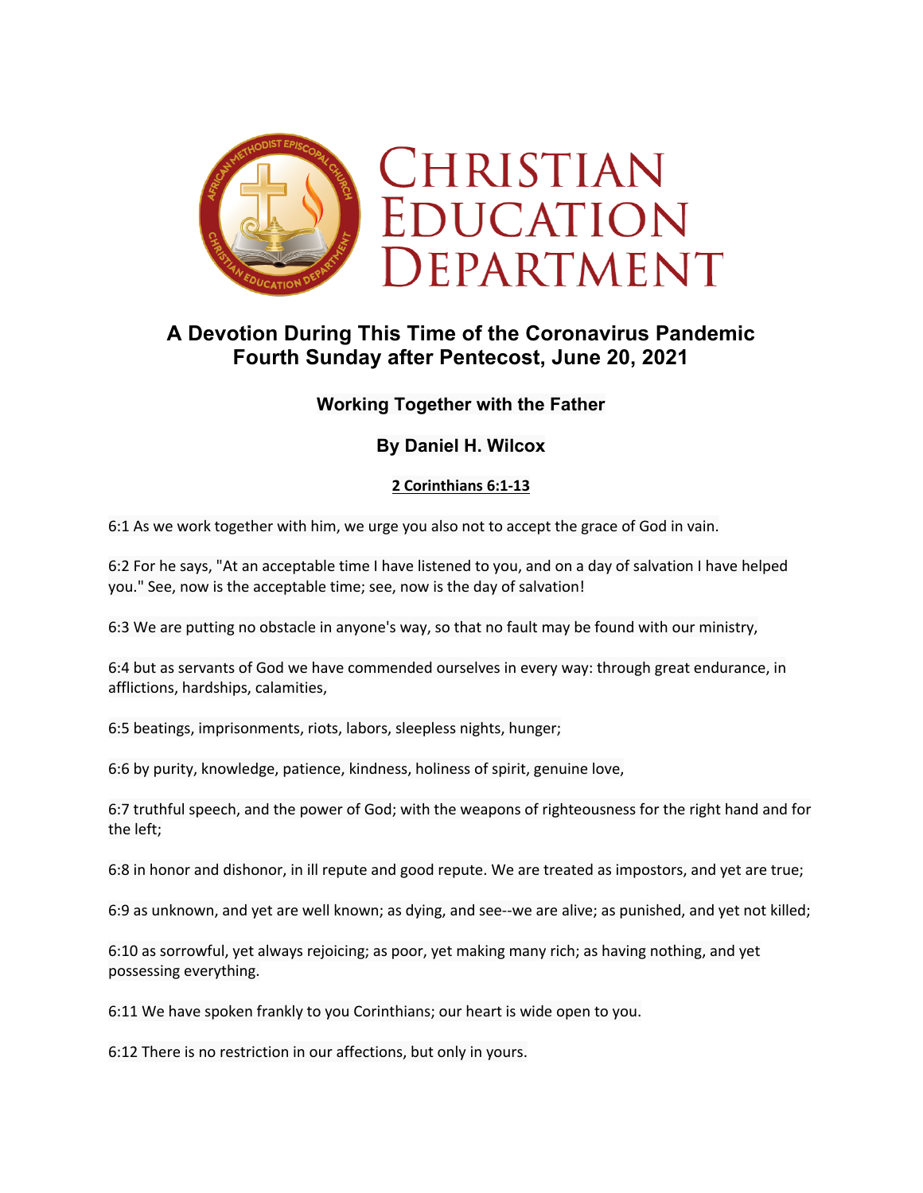# Christian Education Department

## A Devotion During This Time of the Coronavirus Pandemic
## Fourth Sunday after Pentecost, June 20, 2021

### Working Together with the Father

### By Daniel H. Wilcox

**2 Corinthians 6:1-13**

6:1 As we work together with him, we urge you also not to accept the grace of God in vain.

6:2 For he says, "At an acceptable time I have listened to you, and on a day of salvation I have helped you." See, now is the acceptable time; see, now is the day of salvation!

6:3 We are putting no obstacle in anyone's way, so that no fault may be found with our ministry,

6:4 but as servants of God we have commended ourselves in every way: through great endurance, in afflictions, hardships, calamities,

6:5 beatings, imprisonments, riots, labors, sleepless nights, hunger;

6:6 by purity, knowledge, patience, kindness, holiness of spirit, genuine love,

6:7 truthful speech, and the power of God; with the weapons of righteousness for the right hand and for the left;

6:8 in honor and dishonor, in ill repute and good repute. We are treated as impostors, and yet are true;

6:9 as unknown, and yet are well known; as dying, and see--we are alive; as punished, and yet not killed;

6:10 as sorrowful, yet always rejoicing; as poor, yet making many rich; as having nothing, and yet possessing everything.

6:11 We have spoken frankly to you Corinthians; our heart is wide open to you.

6:12 There is no restriction in our affections, but only in yours.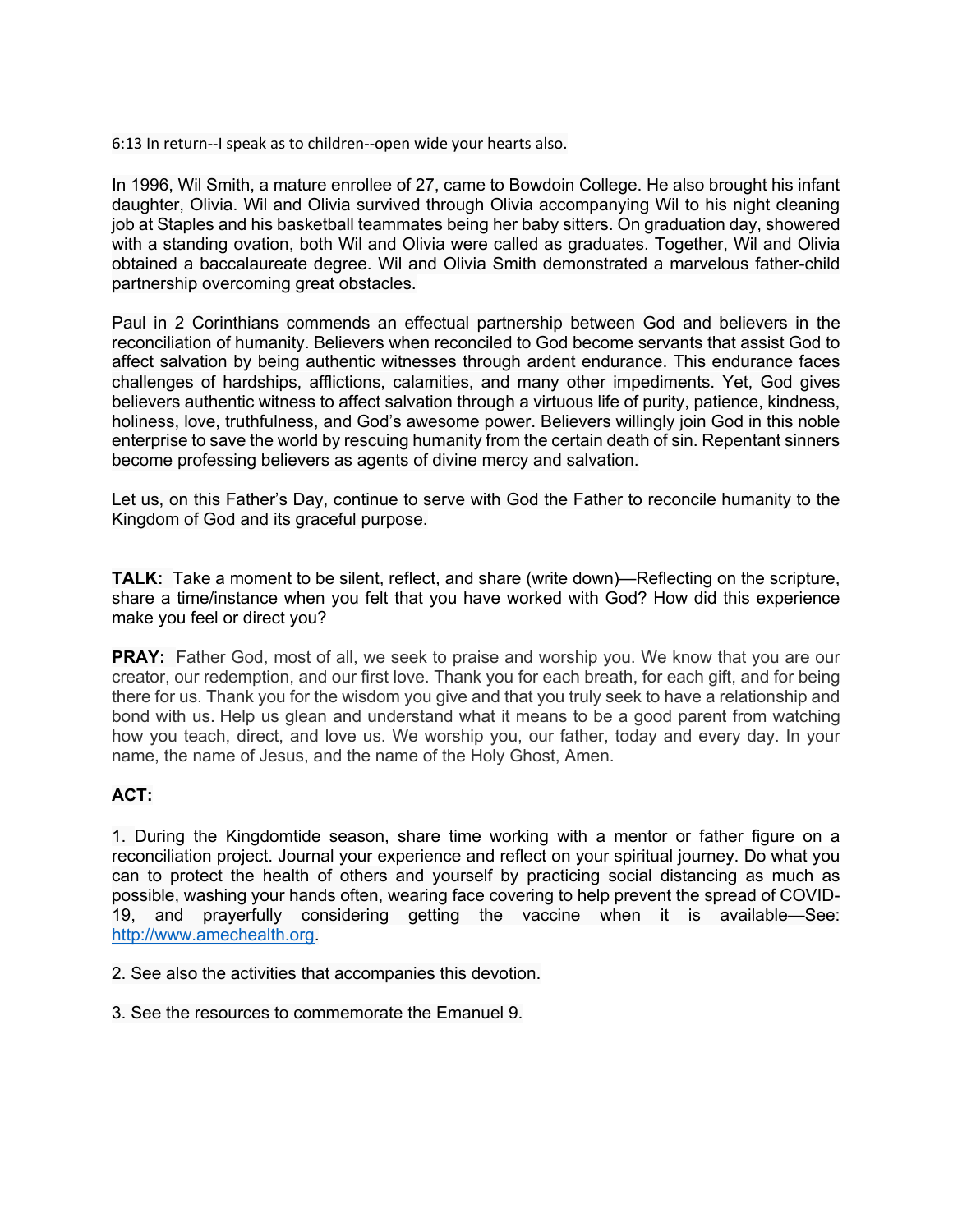6:13 In return--I speak as to children--open wide your hearts also.

In 1996, Wil Smith, a mature enrollee of 27, came to Bowdoin College. He also brought his infant daughter, Olivia. Wil and Olivia survived through Olivia accompanying Wil to his night cleaning job at Staples and his basketball teammates being her baby sitters. On graduation day, showered with a standing ovation, both Wil and Olivia were called as graduates. Together, Wil and Olivia obtained a baccalaureate degree. Wil and Olivia Smith demonstrated a marvelous father-child partnership overcoming great obstacles.

Paul in 2 Corinthians commends an effectual partnership between God and believers in the reconciliation of humanity. Believers when reconciled to God become servants that assist God to affect salvation by being authentic witnesses through ardent endurance. This endurance faces challenges of hardships, afflictions, calamities, and many other impediments. Yet, God gives believers authentic witness to affect salvation through a virtuous life of purity, patience, kindness, holiness, love, truthfulness, and God's awesome power. Believers willingly join God in this noble enterprise to save the world by rescuing humanity from the certain death of sin. Repentant sinners become professing believers as agents of divine mercy and salvation.

Let us, on this Father's Day, continue to serve with God the Father to reconcile humanity to the Kingdom of God and its graceful purpose.

**TALK:** Take a moment to be silent, reflect, and share (write down)—Reflecting on the scripture, share a time/instance when you felt that you have worked with God? How did this experience make you feel or direct you?

**PRAY:** Father God, most of all, we seek to praise and worship you. We know that you are our creator, our redemption, and our first love. Thank you for each breath, for each gift, and for being there for us. Thank you for the wisdom you give and that you truly seek to have a relationship and bond with us. Help us glean and understand what it means to be a good parent from watching how you teach, direct, and love us. We worship you, our father, today and every day. In your name, the name of Jesus, and the name of the Holy Ghost, Amen.

**ACT:**

1. During the Kingdomtide season, share time working with a mentor or father figure on a reconciliation project. Journal your experience and reflect on your spiritual journey. Do what you can to protect the health of others and yourself by practicing social distancing as much as possible, washing your hands often, wearing face covering to help prevent the spread of COVID-19, and prayerfully considering getting the vaccine when it is available—See: [http://www.amechealth.org](http://www.amechealth.org).

2. See also the activities that accompanies this devotion.

3. See the resources to commemorate the Emanuel 9.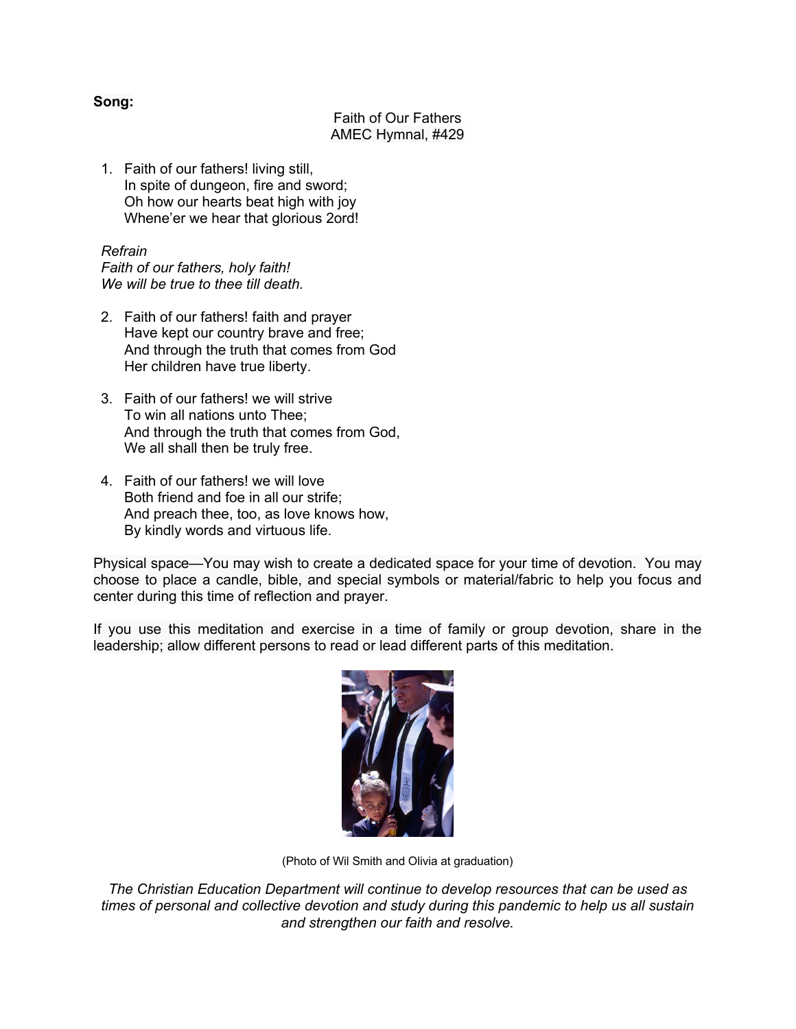**Song:**

Faith of Our Fathers
AMEC Hymnal, #429

1. Faith of our fathers! living still,
   In spite of dungeon, fire and sword;
   Oh how our hearts beat high with joy
   Whene'er we hear that glorious 2ord!

*Refrain*
*Faith of our fathers, holy faith!*
*We will be true to thee till death.*

2. Faith of our fathers! faith and prayer
   Have kept our country brave and free;
   And through the truth that comes from God
   Her children have true liberty.

3. Faith of our fathers! we will strive
   To win all nations unto Thee;
   And through the truth that comes from God,
   We all shall then be truly free.

4. Faith of our fathers! we will love
   Both friend and foe in all our strife;
   And preach thee, too, as love knows how,
   By kindly words and virtuous life.

Physical space—You may wish to create a dedicated space for your time of devotion. You may choose to place a candle, bible, and special symbols or material/fabric to help you focus and center during this time of reflection and prayer.

If you use this meditation and exercise in a time of family or group devotion, share in the leadership; allow different persons to read or lead different parts of this meditation.

(Photo of Wil Smith and Olivia at graduation)

*The Christian Education Department will continue to develop resources that can be used as times of personal and collective devotion and study during this pandemic to help us all sustain and strengthen our faith and resolve.*